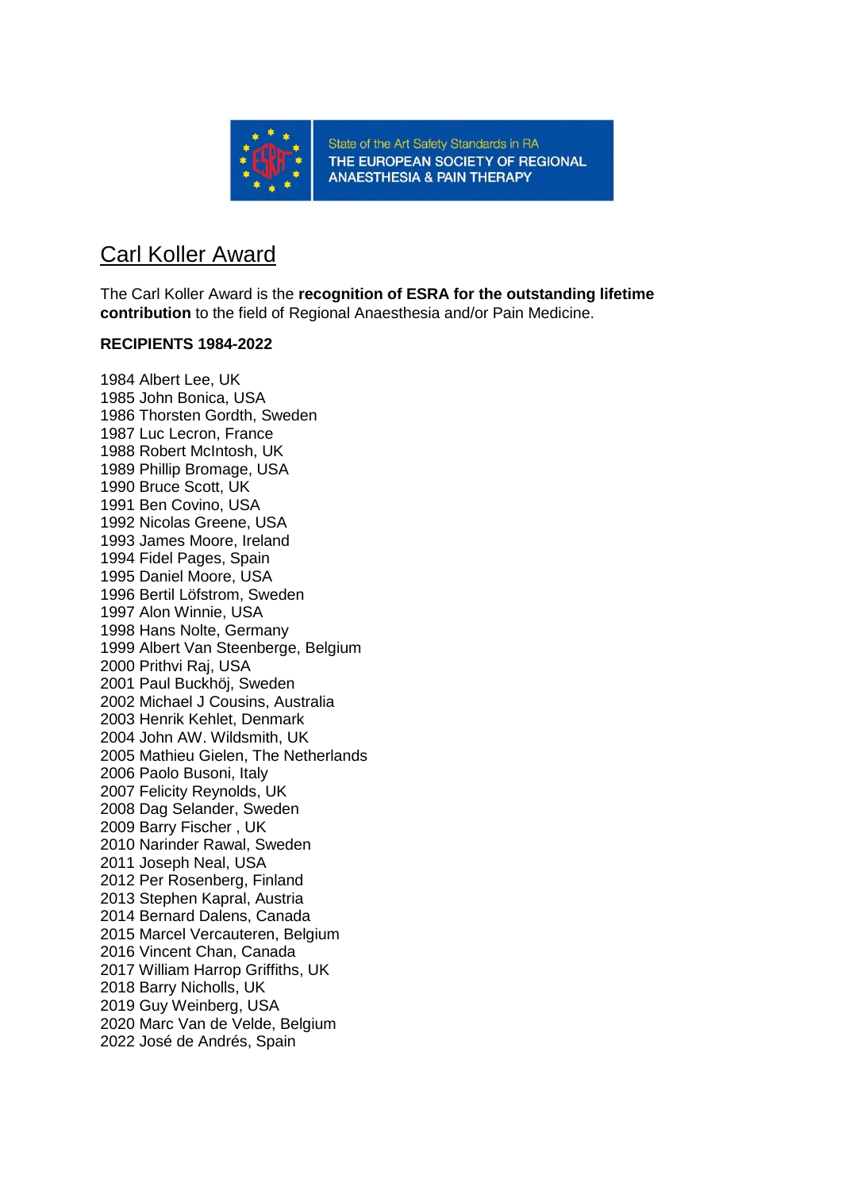State of the Art Safety Standards in RA
THE EUROPEAN SOCIETY OF REGIONAL ANAESTHESIA & PAIN THERAPY

# Carl Koller Award

The Carl Koller Award is the **recognition of ESRA for the outstanding lifetime contribution** to the field of Regional Anaesthesia and/or Pain Medicine.

**RECIPIENTS 1984-2022**

1984 Albert Lee, UK
1985 John Bonica, USA
1986 Thorsten Gordth, Sweden
1987 Luc Lecron, France
1988 Robert McIntosh, UK
1989 Phillip Bromage, USA
1990 Bruce Scott, UK
1991 Ben Covino, USA
1992 Nicolas Greene, USA
1993 James Moore, Ireland
1994 Fidel Pages, Spain
1995 Daniel Moore, USA
1996 Bertil Löfstrom, Sweden
1997 Alon Winnie, USA
1998 Hans Nolte, Germany
1999 Albert Van Steenberge, Belgium
2000 Prithvi Raj, USA
2001 Paul Buckhöj, Sweden
2002 Michael J Cousins, Australia
2003 Henrik Kehlet, Denmark
2004 John AW. Wildsmith, UK
2005 Mathieu Gielen, The Netherlands
2006 Paolo Busoni, Italy
2007 Felicity Reynolds, UK
2008 Dag Selander, Sweden
2009 Barry Fischer , UK
2010 Narinder Rawal, Sweden
2011 Joseph Neal, USA
2012 Per Rosenberg, Finland
2013 Stephen Kapral, Austria
2014 Bernard Dalens, Canada
2015 Marcel Vercauteren, Belgium
2016 Vincent Chan, Canada
2017 William Harrop Griffiths, UK
2018 Barry Nicholls, UK
2019 Guy Weinberg, USA
2020 Marc Van de Velde, Belgium
2022 José de Andrés, Spain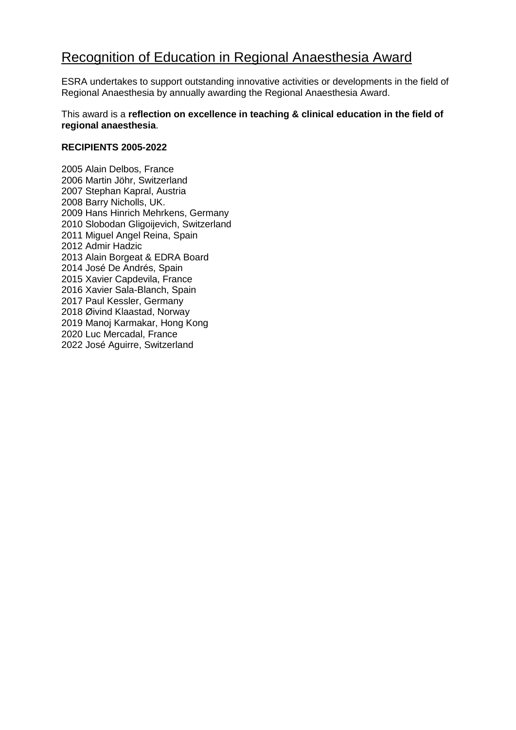# Recognition of Education in Regional Anaesthesia Award

ESRA undertakes to support outstanding innovative activities or developments in the field of Regional Anaesthesia by annually awarding the Regional Anaesthesia Award.

This award is a **reflection on excellence in teaching & clinical education in the field of regional anaesthesia**.

**RECIPIENTS 2005-2022**

2005 Alain Delbos, France
2006 Martin Jöhr, Switzerland
2007 Stephan Kapral, Austria
2008 Barry Nicholls, UK.
2009 Hans Hinrich Mehrkens, Germany
2010 Slobodan Gligoijevich, Switzerland
2011 Miguel Angel Reina, Spain
2012 Admir Hadzic
2013 Alain Borgeat & EDRA Board
2014 José De Andrés, Spain
2015 Xavier Capdevila, France
2016 Xavier Sala-Blanch, Spain
2017 Paul Kessler, Germany
2018 Øivind Klaastad, Norway
2019 Manoj Karmakar, Hong Kong
2020 Luc Mercadal, France
2022 José Aguirre, Switzerland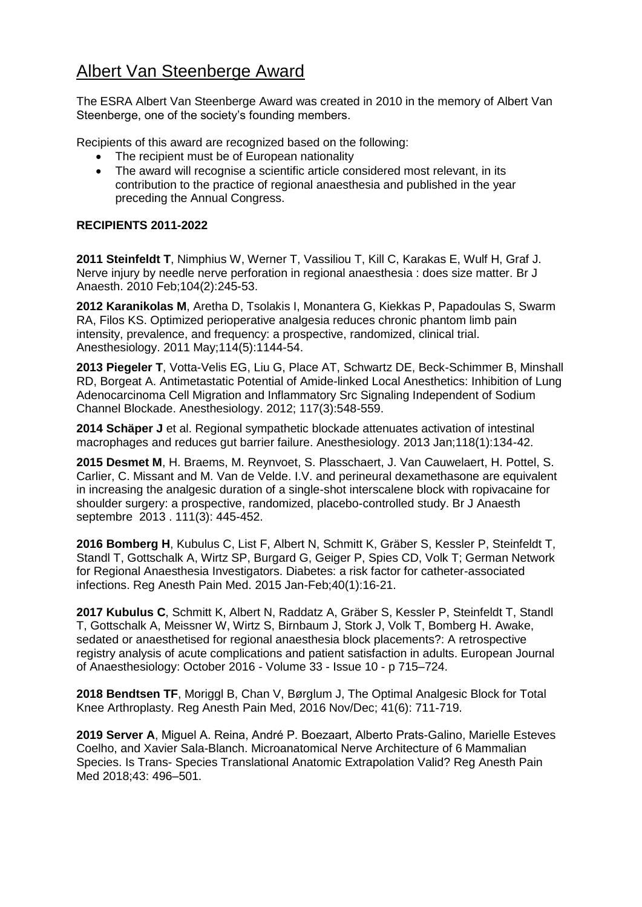# Albert Van Steenberge Award

The ESRA Albert Van Steenberge Award was created in 2010 in the memory of Albert Van Steenberge, one of the society's founding members.

Recipients of this award are recognized based on the following:

- The recipient must be of European nationality
- The award will recognise a scientific article considered most relevant, in its contribution to the practice of regional anaesthesia and published in the year preceding the Annual Congress.

**RECIPIENTS 2011-2022**

**2011 Steinfeldt T**, Nimphius W, Werner T, Vassiliou T, Kill C, Karakas E, Wulf H, Graf J. Nerve injury by needle nerve perforation in regional anaesthesia : does size matter. Br J Anaesth. 2010 Feb;104(2):245-53.

**2012 Karanikolas M**, Aretha D, Tsolakis I, Monantera G, Kiekkas P, Papadoulas S, Swarm RA, Filos KS. Optimized perioperative analgesia reduces chronic phantom limb pain intensity, prevalence, and frequency: a prospective, randomized, clinical trial. Anesthesiology. 2011 May;114(5):1144-54.

**2013 Piegeler T**, Votta-Velis EG, Liu G, Place AT, Schwartz DE, Beck-Schimmer B, Minshall RD, Borgeat A. Antimetastatic Potential of Amide-linked Local Anesthetics: Inhibition of Lung Adenocarcinoma Cell Migration and Inflammatory Src Signaling Independent of Sodium Channel Blockade. Anesthesiology. 2012; 117(3):548-559.

**2014 Schäper J** et al. Regional sympathetic blockade attenuates activation of intestinal macrophages and reduces gut barrier failure. Anesthesiology. 2013 Jan;118(1):134-42.

**2015 Desmet M**, H. Braems, M. Reynvoet, S. Plasschaert, J. Van Cauwelaert, H. Pottel, S. Carlier, C. Missant and M. Van de Velde. I.V. and perineural dexamethasone are equivalent in increasing the analgesic duration of a single-shot interscalene block with ropivacaine for shoulder surgery: a prospective, randomized, placebo-controlled study. Br J Anaesth septembre 2013 . 111(3): 445-452.

**2016 Bomberg H**, Kubulus C, List F, Albert N, Schmitt K, Gräber S, Kessler P, Steinfeldt T, Standl T, Gottschalk A, Wirtz SP, Burgard G, Geiger P, Spies CD, Volk T; German Network for Regional Anaesthesia Investigators. Diabetes: a risk factor for catheter-associated infections. Reg Anesth Pain Med. 2015 Jan-Feb;40(1):16-21.

**2017 Kubulus C**, Schmitt K, Albert N, Raddatz A, Gräber S, Kessler P, Steinfeldt T, Standl T, Gottschalk A, Meissner W, Wirtz S, Birnbaum J, Stork J, Volk T, Bomberg H. Awake, sedated or anaesthetised for regional anaesthesia block placements?: A retrospective registry analysis of acute complications and patient satisfaction in adults. European Journal of Anaesthesiology: October 2016 - Volume 33 - Issue 10 - p 715–724.

**2018 Bendtsen TF**, Moriggl B, Chan V, Børglum J, The Optimal Analgesic Block for Total Knee Arthroplasty. Reg Anesth Pain Med, 2016 Nov/Dec; 41(6): 711-719.

**2019 Server A**, Miguel A. Reina, André P. Boezaart, Alberto Prats-Galino, Marielle Esteves Coelho, and Xavier Sala-Blanch. Microanatomical Nerve Architecture of 6 Mammalian Species. Is Trans- Species Translational Anatomic Extrapolation Valid? Reg Anesth Pain Med 2018;43: 496–501.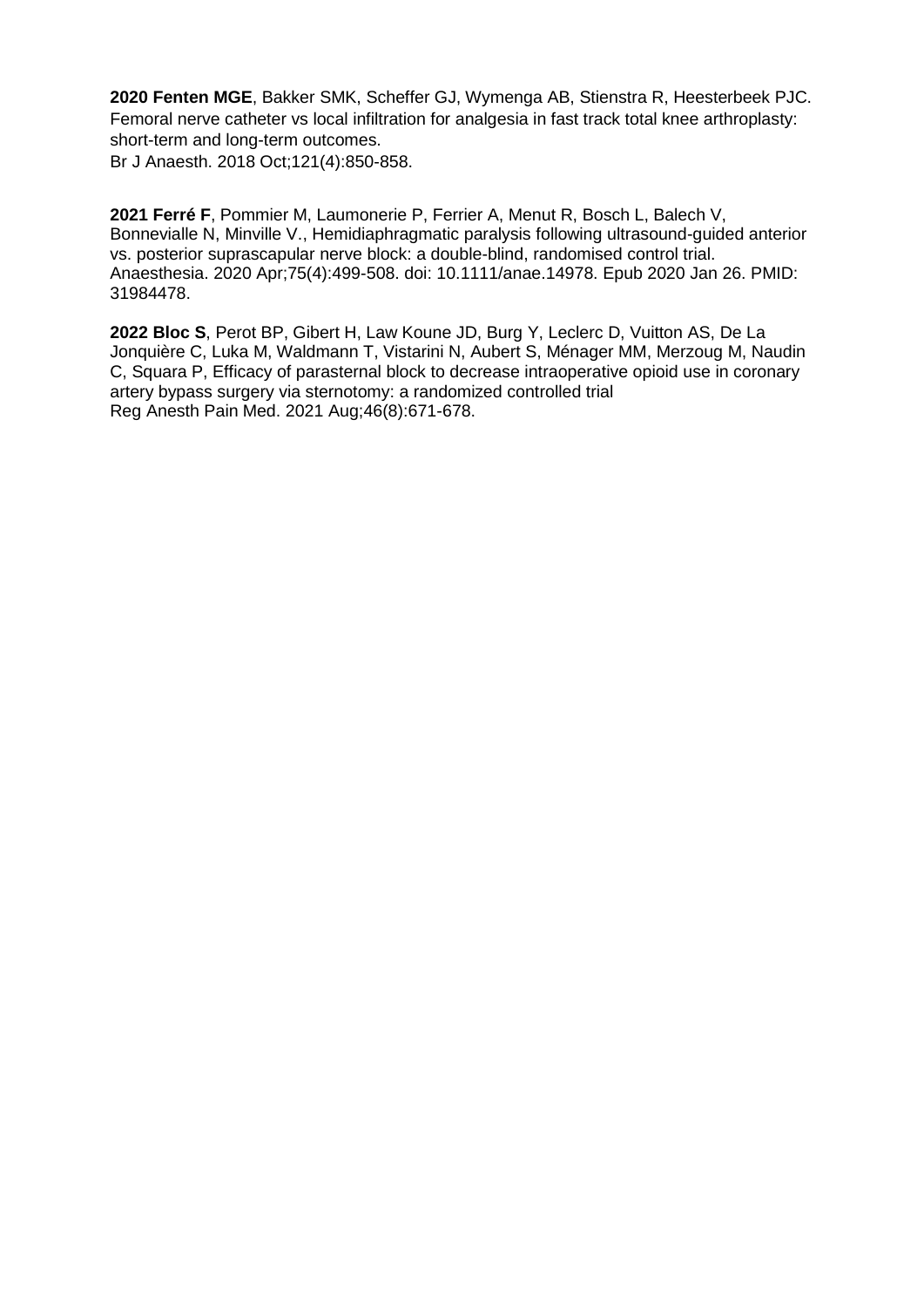**2020 Fenten MGE**, Bakker SMK, Scheffer GJ, Wymenga AB, Stienstra R, Heesterbeek PJC. Femoral nerve catheter vs local infiltration for analgesia in fast track total knee arthroplasty: short-term and long-term outcomes.
Br J Anaesth. 2018 Oct;121(4):850-858.

**2021 Ferré F**, Pommier M, Laumonerie P, Ferrier A, Menut R, Bosch L, Balech V, Bonnevialle N, Minville V., Hemidiaphragmatic paralysis following ultrasound-guided anterior vs. posterior suprascapular nerve block: a double-blind, randomised control trial. Anaesthesia. 2020 Apr;75(4):499-508. doi: 10.1111/anae.14978. Epub 2020 Jan 26. PMID: 31984478.

**2022 Bloc S**, Perot BP, Gibert H, Law Koune JD, Burg Y, Leclerc D, Vuitton AS, De La Jonquière C, Luka M, Waldmann T, Vistarini N, Aubert S, Ménager MM, Merzoug M, Naudin C, Squara P, Efficacy of parasternal block to decrease intraoperative opioid use in coronary artery bypass surgery via sternotomy: a randomized controlled trial
Reg Anesth Pain Med. 2021 Aug;46(8):671-678.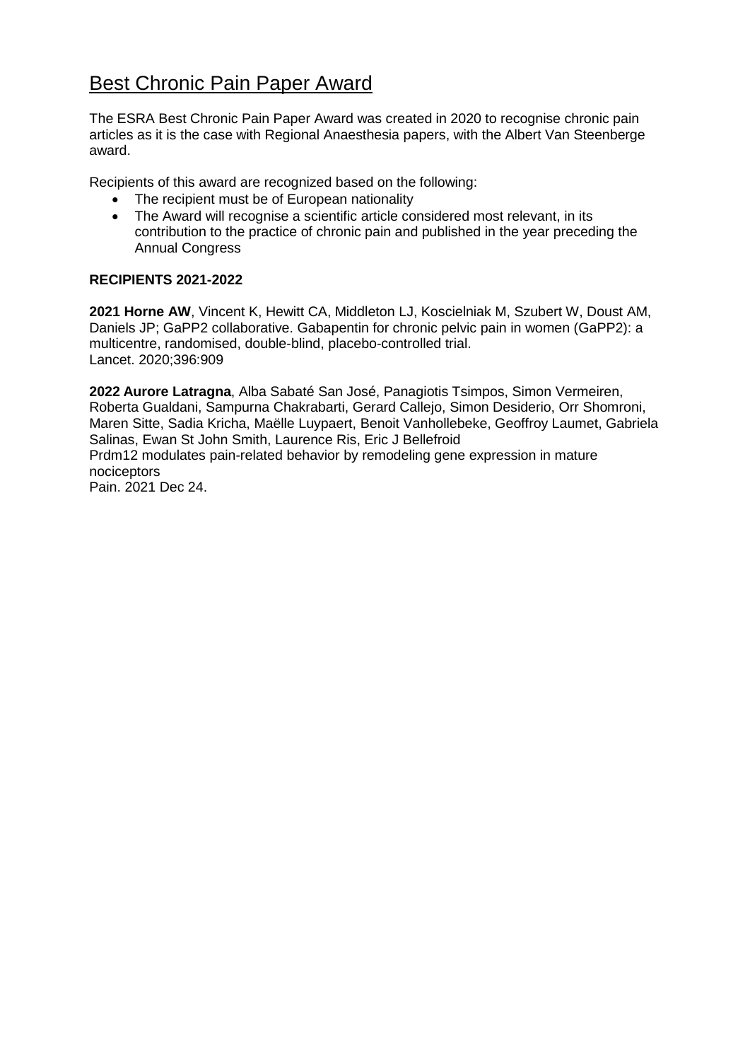# Best Chronic Pain Paper Award

The ESRA Best Chronic Pain Paper Award was created in 2020 to recognise chronic pain articles as it is the case with Regional Anaesthesia papers, with the Albert Van Steenberge award.

Recipients of this award are recognized based on the following:

- The recipient must be of European nationality
- The Award will recognise a scientific article considered most relevant, in its contribution to the practice of chronic pain and published in the year preceding the Annual Congress

**RECIPIENTS 2021-2022**

**2021 Horne AW**, Vincent K, Hewitt CA, Middleton LJ, Koscielniak M, Szubert W, Doust AM, Daniels JP; GaPP2 collaborative. Gabapentin for chronic pelvic pain in women (GaPP2): a multicentre, randomised, double-blind, placebo-controlled trial.
Lancet. 2020;396:909

**2022 Aurore Latragna**, Alba Sabaté San José, Panagiotis Tsimpos, Simon Vermeiren, Roberta Gualdani, Sampurna Chakrabarti, Gerard Callejo, Simon Desiderio, Orr Shomroni, Maren Sitte, Sadia Kricha, Maëlle Luypaert, Benoit Vanhollebeke, Geoffroy Laumet, Gabriela Salinas, Ewan St John Smith, Laurence Ris, Eric J Bellefroid
Prdm12 modulates pain-related behavior by remodeling gene expression in mature nociceptors
Pain. 2021 Dec 24.